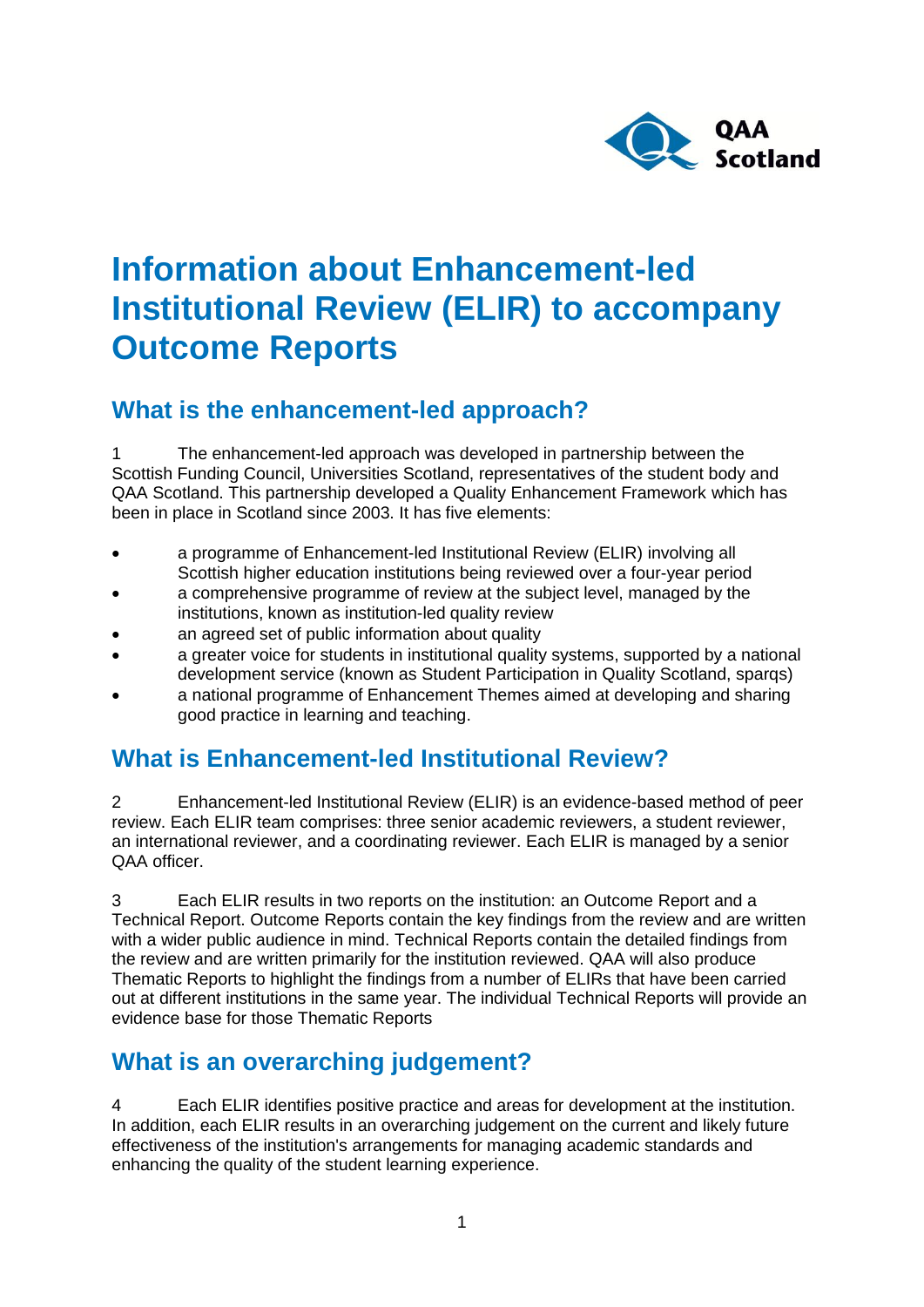QAA Scotland

# Information about Enhancement-led Institutional Review (ELIR) to accompany Outcome Reports

## What is the enhancement-led approach?

1 The enhancement-led approach was developed in partnership between the Scottish Funding Council, Universities Scotland, representatives of the student body and QAA Scotland. This partnership developed a Quality Enhancement Framework which has been in place in Scotland since 2003. It has five elements:

- a programme of Enhancement-led Institutional Review (ELIR) involving all Scottish higher education institutions being reviewed over a four-year period
- a comprehensive programme of review at the subject level, managed by the institutions, known as institution-led quality review
- an agreed set of public information about quality
- a greater voice for students in institutional quality systems, supported by a national development service (known as Student Participation in Quality Scotland, sparqs)
- a national programme of Enhancement Themes aimed at developing and sharing good practice in learning and teaching.

## What is Enhancement-led Institutional Review?

2 Enhancement-led Institutional Review (ELIR) is an evidence-based method of peer review. Each ELIR team comprises: three senior academic reviewers, a student reviewer, an international reviewer, and a coordinating reviewer. Each ELIR is managed by a senior QAA officer.

3 Each ELIR results in two reports on the institution: an Outcome Report and a Technical Report. Outcome Reports contain the key findings from the review and are written with a wider public audience in mind. Technical Reports contain the detailed findings from the review and are written primarily for the institution reviewed. QAA will also produce Thematic Reports to highlight the findings from a number of ELIRs that have been carried out at different institutions in the same year. The individual Technical Reports will provide an evidence base for those Thematic Reports

## What is an overarching judgement?

4 Each ELIR identifies positive practice and areas for development at the institution. In addition, each ELIR results in an overarching judgement on the current and likely future effectiveness of the institution's arrangements for managing academic standards and enhancing the quality of the student learning experience.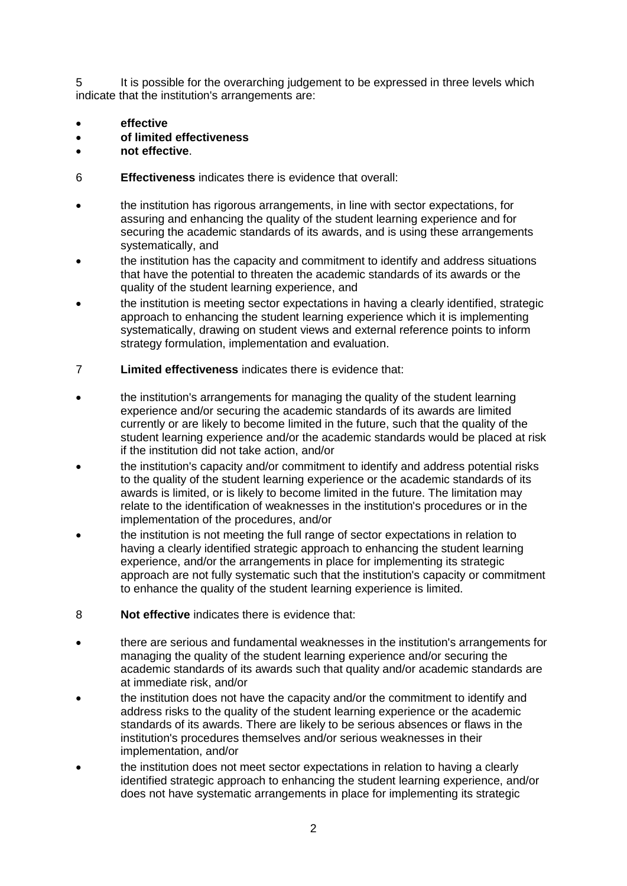5 It is possible for the overarching judgement to be expressed in three levels which indicate that the institution's arrangements are:

- **effective**
- **of limited effectiveness**
- **not effective**.

6 **Effectiveness** indicates there is evidence that overall:

- the institution has rigorous arrangements, in line with sector expectations, for assuring and enhancing the quality of the student learning experience and for securing the academic standards of its awards, and is using these arrangements systematically, and
- the institution has the capacity and commitment to identify and address situations that have the potential to threaten the academic standards of its awards or the quality of the student learning experience, and
- the institution is meeting sector expectations in having a clearly identified, strategic approach to enhancing the student learning experience which it is implementing systematically, drawing on student views and external reference points to inform strategy formulation, implementation and evaluation.

7 **Limited effectiveness** indicates there is evidence that:

- the institution's arrangements for managing the quality of the student learning experience and/or securing the academic standards of its awards are limited currently or are likely to become limited in the future, such that the quality of the student learning experience and/or the academic standards would be placed at risk if the institution did not take action, and/or
- the institution's capacity and/or commitment to identify and address potential risks to the quality of the student learning experience or the academic standards of its awards is limited, or is likely to become limited in the future. The limitation may relate to the identification of weaknesses in the institution's procedures or in the implementation of the procedures, and/or
- the institution is not meeting the full range of sector expectations in relation to having a clearly identified strategic approach to enhancing the student learning experience, and/or the arrangements in place for implementing its strategic approach are not fully systematic such that the institution's capacity or commitment to enhance the quality of the student learning experience is limited.

8 **Not effective** indicates there is evidence that:

- there are serious and fundamental weaknesses in the institution's arrangements for managing the quality of the student learning experience and/or securing the academic standards of its awards such that quality and/or academic standards are at immediate risk, and/or
- the institution does not have the capacity and/or the commitment to identify and address risks to the quality of the student learning experience or the academic standards of its awards. There are likely to be serious absences or flaws in the institution's procedures themselves and/or serious weaknesses in their implementation, and/or
- the institution does not meet sector expectations in relation to having a clearly identified strategic approach to enhancing the student learning experience, and/or does not have systematic arrangements in place for implementing its strategic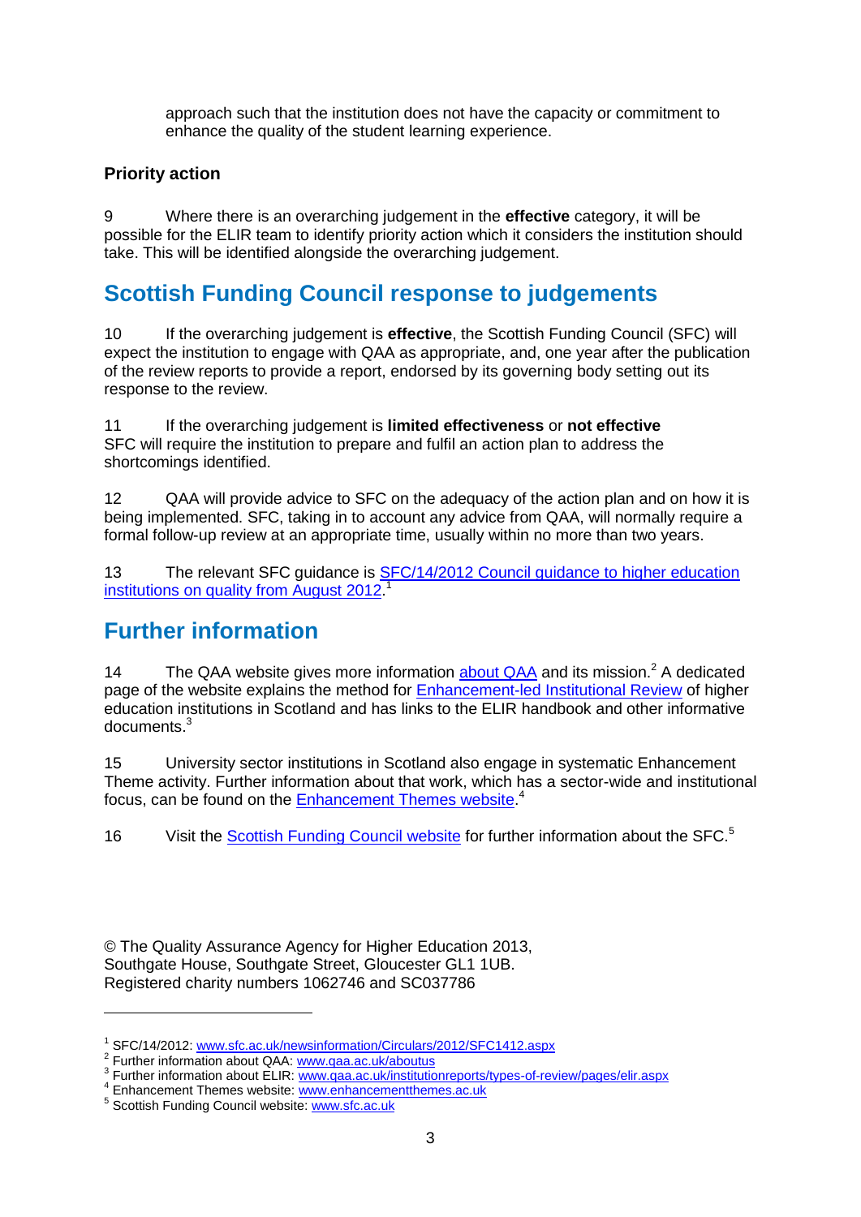approach such that the institution does not have the capacity or commitment to enhance the quality of the student learning experience.

**Priority action**

9 Where there is an overarching judgement in the **effective** category, it will be possible for the ELIR team to identify priority action which it considers the institution should take. This will be identified alongside the overarching judgement.

## Scottish Funding Council response to judgements

10 If the overarching judgement is **effective**, the Scottish Funding Council (SFC) will expect the institution to engage with QAA as appropriate, and, one year after the publication of the review reports to provide a report, endorsed by its governing body setting out its response to the review.

11 If the overarching judgement is **limited effectiveness** or **not effective** SFC will require the institution to prepare and fulfil an action plan to address the shortcomings identified.

12 QAA will provide advice to SFC on the adequacy of the action plan and on how it is being implemented. SFC, taking in to account any advice from QAA, will normally require a formal follow-up review at an appropriate time, usually within no more than two years.

13 The relevant SFC guidance is SFC/14/2012 Council guidance to higher education institutions on quality from August 2012.[1]

## Further information

14 The QAA website gives more information about QAA and its mission.[2] A dedicated page of the website explains the method for Enhancement-led Institutional Review of higher education institutions in Scotland and has links to the ELIR handbook and other informative documents.[3]

15 University sector institutions in Scotland also engage in systematic Enhancement Theme activity. Further information about that work, which has a sector-wide and institutional focus, can be found on the Enhancement Themes website.[4]

16 Visit the Scottish Funding Council website for further information about the SFC.[5]

© The Quality Assurance Agency for Higher Education 2013,
Southgate House, Southgate Street, Gloucester GL1 1UB.
Registered charity numbers 1062746 and SC037786

---

[1] SFC/14/2012: www.sfc.ac.uk/newsinformation/Circulars/2012/SFC1412.aspx
[2] Further information about QAA: www.qaa.ac.uk/aboutus
[3] Further information about ELIR: www.qaa.ac.uk/institutionreports/types-of-review/pages/elir.aspx
[4] Enhancement Themes website: www.enhancementthemes.ac.uk
[5] Scottish Funding Council website: www.sfc.ac.uk